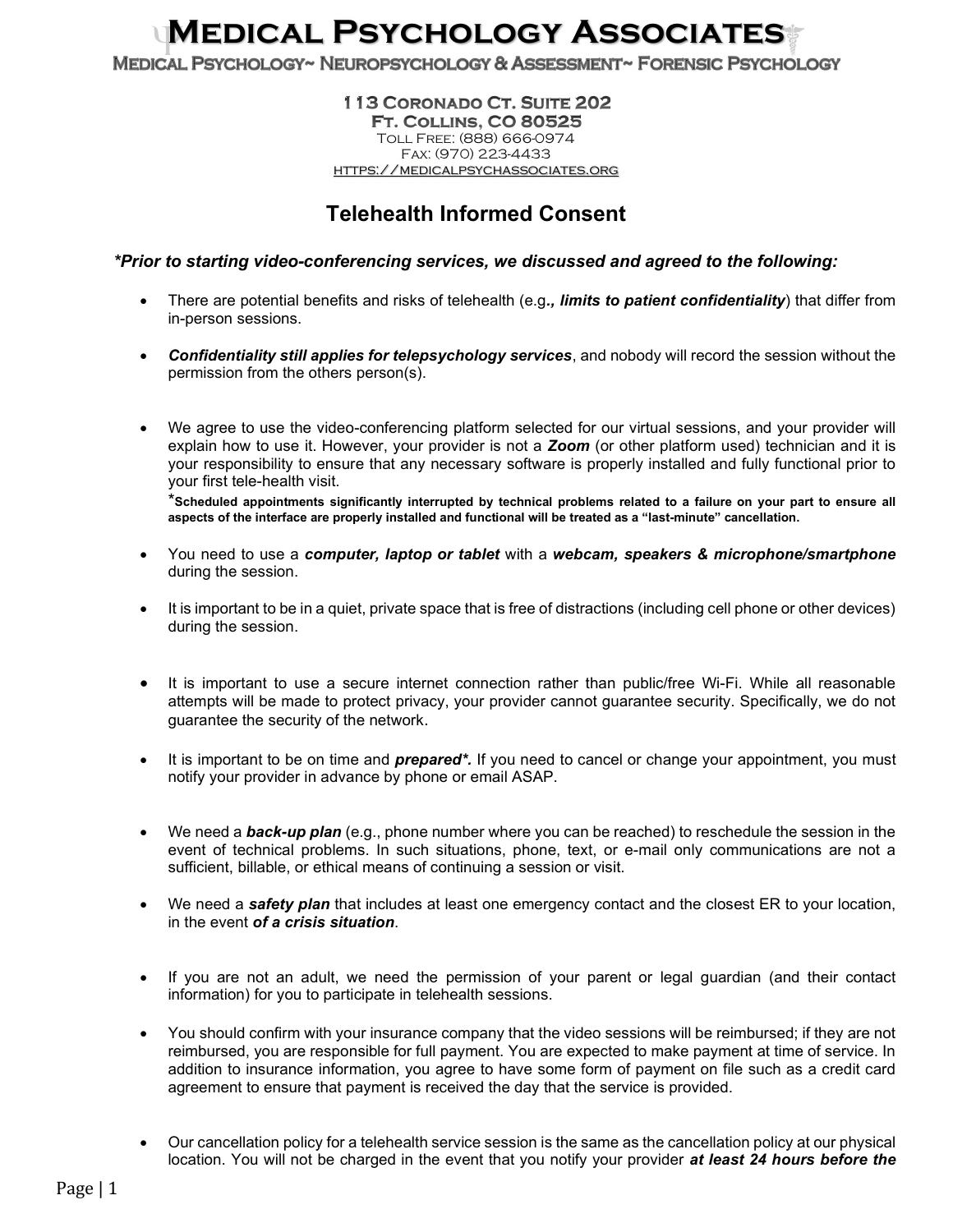# Medical Psychology Associates

**Medical Psychology~ Neuropsychology & Assessment~ Forensic Psychology**

**113 Coronado Ct. Suite 202**
**Ft. Collins, CO 80525**
Toll Free: (888) 666-0974
Fax: (970) 223-4433
https://medicalpsychassociates.org

## Telehealth Informed Consent

***Prior to starting video-conferencing services, we discussed and agreed to the following:***

- There are potential benefits and risks of telehealth (e.g***., limits to patient confidentiality***) that differ from in-person sessions.

- ***Confidentiality still applies for telepsychology services***, and nobody will record the session without the permission from the others person(s).

- We agree to use the video-conferencing platform selected for our virtual sessions, and your provider will explain how to use it. However, your provider is not a ***Zoom*** (or other platform used) technician and it is your responsibility to ensure that any necessary software is properly installed and fully functional prior to your first tele-health visit.
  ***Scheduled appointments significantly interrupted by technical problems related to a failure on your part to ensure all aspects of the interface are properly installed and functional will be treated as a "last-minute" cancellation.**

- You need to use a ***computer, laptop or tablet*** with a ***webcam, speakers & microphone/smartphone*** during the session.

- It is important to be in a quiet, private space that is free of distractions (including cell phone or other devices) during the session.

- It is important to use a secure internet connection rather than public/free Wi-Fi. While all reasonable attempts will be made to protect privacy, your provider cannot guarantee security. Specifically, we do not guarantee the security of the network.

- It is important to be on time and ***prepared*.*** If you need to cancel or change your appointment, you must notify your provider in advance by phone or email ASAP.

- We need a ***back-up plan*** (e.g., phone number where you can be reached) to reschedule the session in the event of technical problems. In such situations, phone, text, or e-mail only communications are not a sufficient, billable, or ethical means of continuing a session or visit.

- We need a ***safety plan*** that includes at least one emergency contact and the closest ER to your location, in the event ***of a crisis situation***.

- If you are not an adult, we need the permission of your parent or legal guardian (and their contact information) for you to participate in telehealth sessions.

- You should confirm with your insurance company that the video sessions will be reimbursed; if they are not reimbursed, you are responsible for full payment. You are expected to make payment at time of service. In addition to insurance information, you agree to have some form of payment on file such as a credit card agreement to ensure that payment is received the day that the service is provided.

- Our cancellation policy for a telehealth service session is the same as the cancellation policy at our physical location. You will not be charged in the event that you notify your provider ***at least 24 hours before the***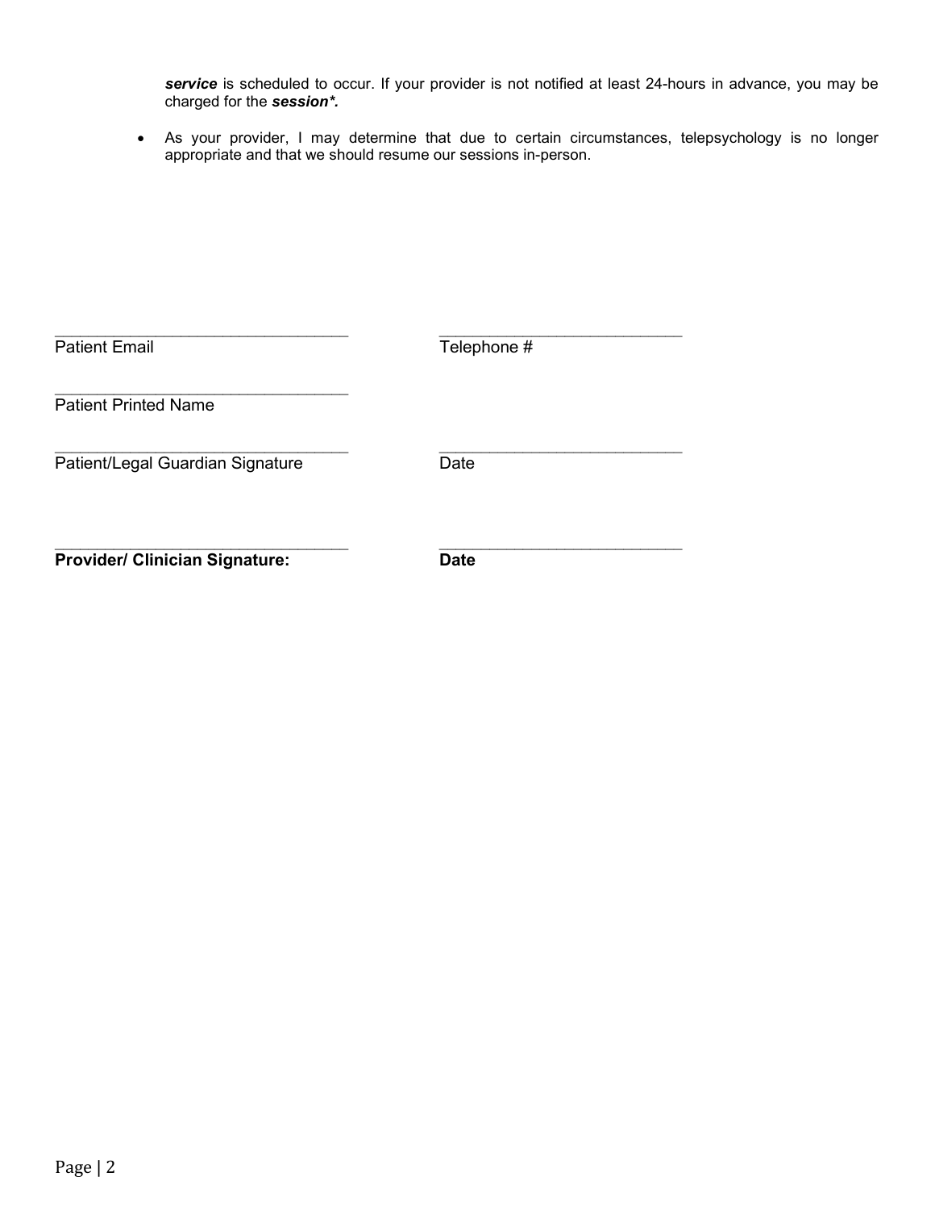***service*** is scheduled to occur. If your provider is not notified at least 24-hours in advance, you may be charged for the ***session*.***

- As your provider, I may determine that due to certain circumstances, telepsychology is no longer appropriate and that we should resume our sessions in-person.

| | |
|---|---|
| ______________________________ | ______________________________ |
| Patient Email | Telephone # |
| ______________________________ | |
| Patient Printed Name | |
| ______________________________ | ______________________________ |
| Patient/Legal Guardian Signature | Date |
| ______________________________ | ______________________________ |
| **Provider/ Clinician Signature:** | **Date** |